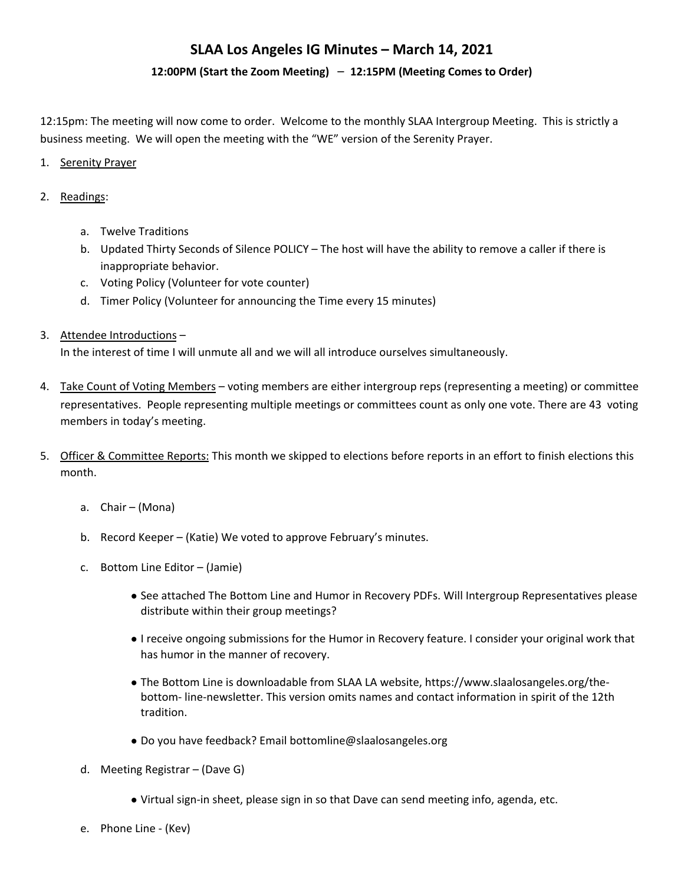# SLAA Los Angeles IG Minutes – March 14, 2021

**12:00PM (Start the Zoom Meeting) – 12:15PM (Meeting Comes to Order)**

12:15pm: The meeting will now come to order. Welcome to the monthly SLAA Intergroup Meeting. This is strictly a business meeting. We will open the meeting with the "WE" version of the Serenity Prayer.

1. Serenity Prayer

2. Readings:

   a. Twelve Traditions
   b. Updated Thirty Seconds of Silence POLICY – The host will have the ability to remove a caller if there is inappropriate behavior.
   c. Voting Policy (Volunteer for vote counter)
   d. Timer Policy (Volunteer for announcing the Time every 15 minutes)

3. Attendee Introductions –
   In the interest of time I will unmute all and we will all introduce ourselves simultaneously.

4. Take Count of Voting Members – voting members are either intergroup reps (representing a meeting) or committee representatives. People representing multiple meetings or committees count as only one vote. There are 43 voting members in today's meeting.

5. Officer & Committee Reports: This month we skipped to elections before reports in an effort to finish elections this month.

   a. Chair – (Mona)

   b. Record Keeper – (Katie) We voted to approve February's minutes.

   c. Bottom Line Editor – (Jamie)

      - See attached The Bottom Line and Humor in Recovery PDFs. Will Intergroup Representatives please distribute within their group meetings?
      - I receive ongoing submissions for the Humor in Recovery feature. I consider your original work that has humor in the manner of recovery.
      - The Bottom Line is downloadable from SLAA LA website, https://www.slaalosangeles.org/the-bottom- line-newsletter. This version omits names and contact information in spirit of the 12th tradition.
      - Do you have feedback? Email bottomline@slaalosangeles.org

   d. Meeting Registrar – (Dave G)

      - Virtual sign-in sheet, please sign in so that Dave can send meeting info, agenda, etc.

   e. Phone Line - (Kev)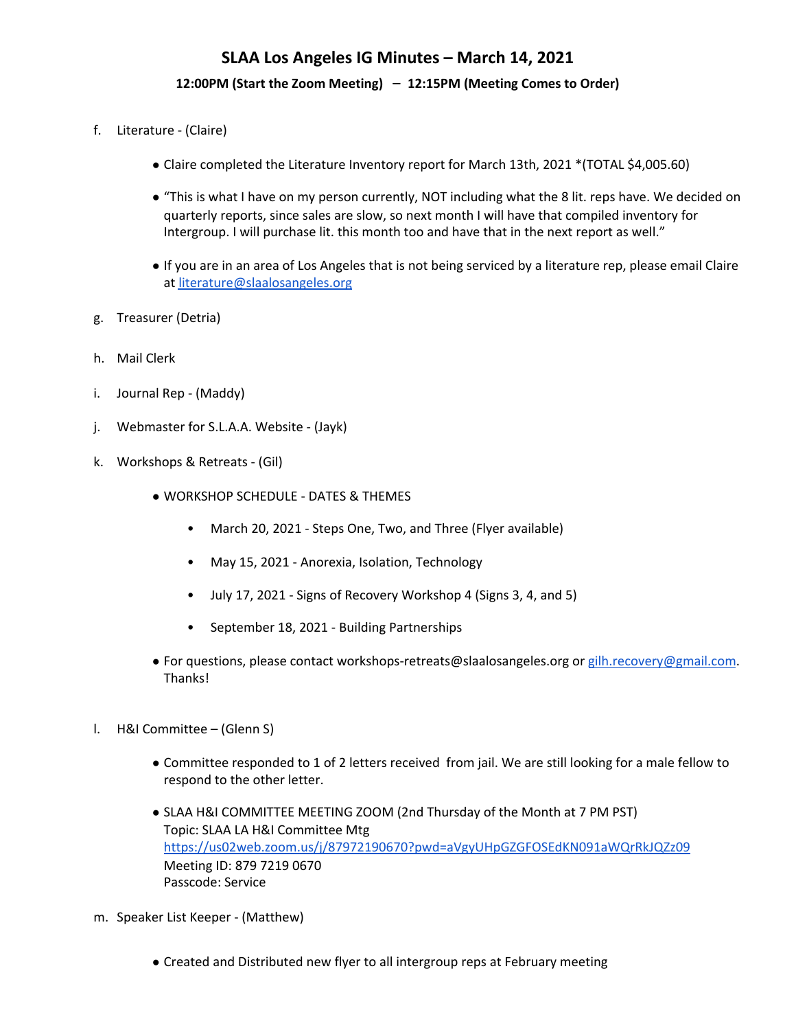# SLAA Los Angeles IG Minutes – March 14, 2021

**12:00PM (Start the Zoom Meeting) – 12:15PM (Meeting Comes to Order)**

f. Literature - (Claire)

- Claire completed the Literature Inventory report for March 13th, 2021 *(TOTAL $4,005.60)
- "This is what I have on my person currently, NOT including what the 8 lit. reps have. We decided on quarterly reports, since sales are slow, so next month I will have that compiled inventory for Intergroup. I will purchase lit. this month too and have that in the next report as well."
- If you are in an area of Los Angeles that is not being serviced by a literature rep, please email Claire at literature@slaalosangeles.org

g. Treasurer (Detria)

h. Mail Clerk

i. Journal Rep - (Maddy)

j. Webmaster for S.L.A.A. Website - (Jayk)

k. Workshops & Retreats - (Gil)

- WORKSHOP SCHEDULE - DATES & THEMES
  - March 20, 2021 - Steps One, Two, and Three (Flyer available)
  - May 15, 2021 - Anorexia, Isolation, Technology
  - July 17, 2021 - Signs of Recovery Workshop 4 (Signs 3, 4, and 5)
  - September 18, 2021 - Building Partnerships
- For questions, please contact workshops-retreats@slaalosangeles.org or gilh.recovery@gmail.com. Thanks!

l. H&I Committee – (Glenn S)

- Committee responded to 1 of 2 letters received from jail. We are still looking for a male fellow to respond to the other letter.
- SLAA H&I COMMITTEE MEETING ZOOM (2nd Thursday of the Month at 7 PM PST)
  Topic: SLAA LA H&I Committee Mtg
  https://us02web.zoom.us/j/87972190670?pwd=aVgyUHpGZGFOSEdKN091aWQrRkJQZz09
  Meeting ID: 879 7219 0670
  Passcode: Service

m. Speaker List Keeper - (Matthew)

- Created and Distributed new flyer to all intergroup reps at February meeting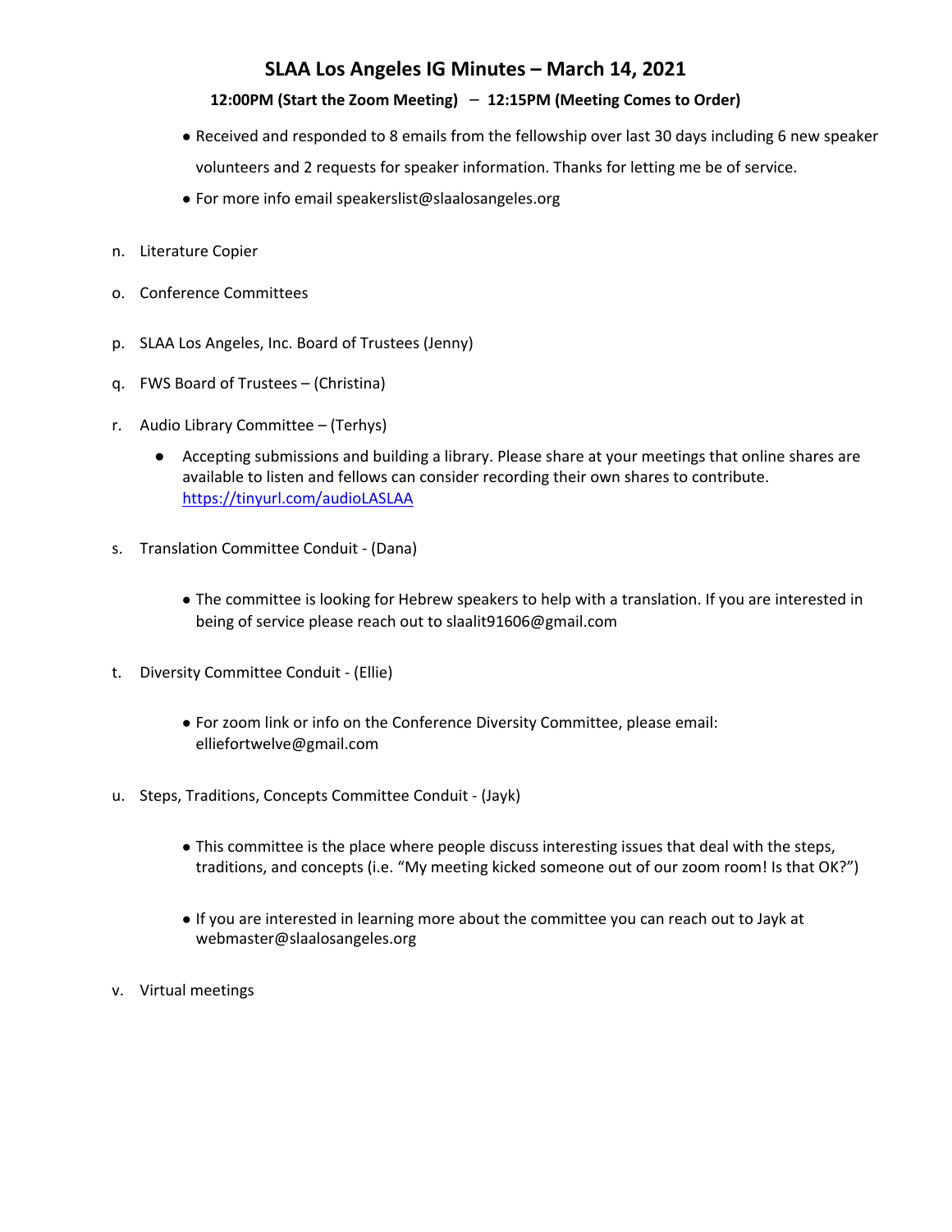## SLAA Los Angeles IG Minutes – March 14, 2021

**12:00PM (Start the Zoom Meeting) – 12:15PM (Meeting Comes to Order)**

- Received and responded to 8 emails from the fellowship over last 30 days including 6 new speaker volunteers and 2 requests for speaker information. Thanks for letting me be of service.
- For more info email speakerslist@slaalosangeles.org

n. Literature Copier

o. Conference Committees

p. SLAA Los Angeles, Inc. Board of Trustees (Jenny)

q. FWS Board of Trustees – (Christina)

r. Audio Library Committee – (Terhys)

- Accepting submissions and building a library. Please share at your meetings that online shares are available to listen and fellows can consider recording their own shares to contribute. https://tinyurl.com/audioLASLAA

s. Translation Committee Conduit - (Dana)

- The committee is looking for Hebrew speakers to help with a translation. If you are interested in being of service please reach out to slaalit91606@gmail.com

t. Diversity Committee Conduit - (Ellie)

- For zoom link or info on the Conference Diversity Committee, please email: elliefortwelve@gmail.com

u. Steps, Traditions, Concepts Committee Conduit - (Jayk)

- This committee is the place where people discuss interesting issues that deal with the steps, traditions, and concepts (i.e. "My meeting kicked someone out of our zoom room! Is that OK?")
- If you are interested in learning more about the committee you can reach out to Jayk at webmaster@slaalosangeles.org

v. Virtual meetings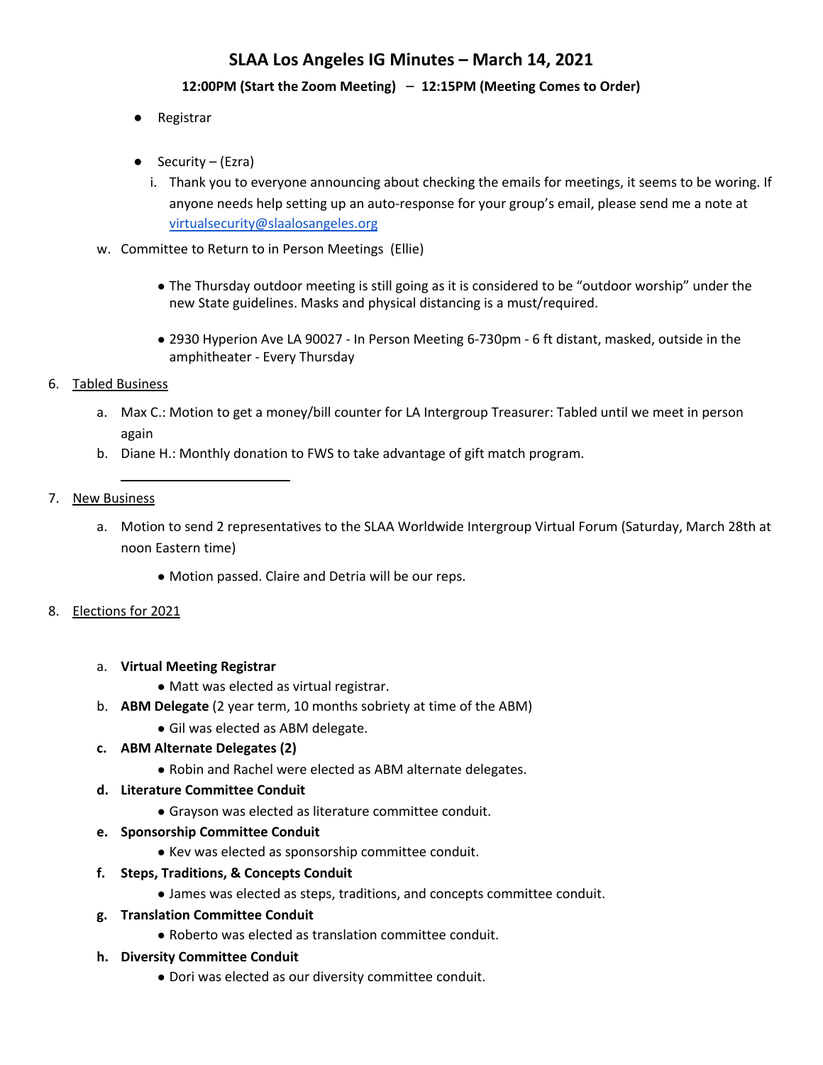# SLAA Los Angeles IG Minutes – March 14, 2021

**12:00PM (Start the Zoom Meeting) – 12:15PM (Meeting Comes to Order)**

- Registrar

- Security – (Ezra)
    i. Thank you to everyone announcing about checking the emails for meetings, it seems to be woring. If anyone needs help setting up an auto-response for your group's email, please send me a note at virtualsecurity@slaalosangeles.org

w. Committee to Return to in Person Meetings (Ellie)

- The Thursday outdoor meeting is still going as it is considered to be "outdoor worship" under the new State guidelines. Masks and physical distancing is a must/required.

- 2930 Hyperion Ave LA 90027 - In Person Meeting 6-730pm - 6 ft distant, masked, outside in the amphitheater - Every Thursday

6. Tabled Business
    a. Max C.: Motion to get a money/bill counter for LA Intergroup Treasurer: Tabled until we meet in person again
    b. Diane H.: Monthly donation to FWS to take advantage of gift match program.

7. New Business
    a. Motion to send 2 representatives to the SLAA Worldwide Intergroup Virtual Forum (Saturday, March 28th at noon Eastern time)
        - Motion passed. Claire and Detria will be our reps.

8. Elections for 2021
    a. **Virtual Meeting Registrar**
        - Matt was elected as virtual registrar.
    b. **ABM Delegate** (2 year term, 10 months sobriety at time of the ABM)
        - Gil was elected as ABM delegate.
    c. **ABM Alternate Delegates (2)**
        - Robin and Rachel were elected as ABM alternate delegates.
    d. **Literature Committee Conduit**
        - Grayson was elected as literature committee conduit.
    e. **Sponsorship Committee Conduit**
        - Kev was elected as sponsorship committee conduit.
    f. **Steps, Traditions, & Concepts Conduit**
        - James was elected as steps, traditions, and concepts committee conduit.
    g. **Translation Committee Conduit**
        - Roberto was elected as translation committee conduit.
    h. **Diversity Committee Conduit**
        - Dori was elected as our diversity committee conduit.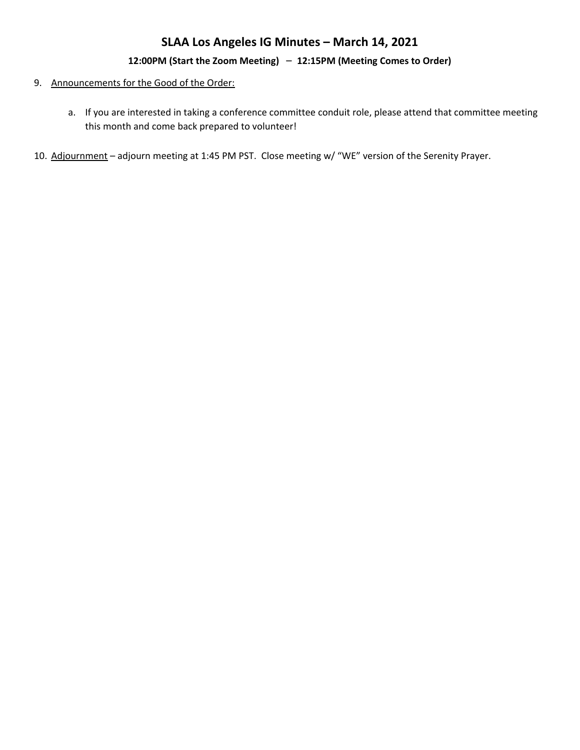# SLAA Los Angeles IG Minutes – March 14, 2021

**12:00PM (Start the Zoom Meeting) – 12:15PM (Meeting Comes to Order)**

9. Announcements for the Good of the Order:

    a. If you are interested in taking a conference committee conduit role, please attend that committee meeting this month and come back prepared to volunteer!

10. Adjournment – adjourn meeting at 1:45 PM PST. Close meeting w/ "WE" version of the Serenity Prayer.